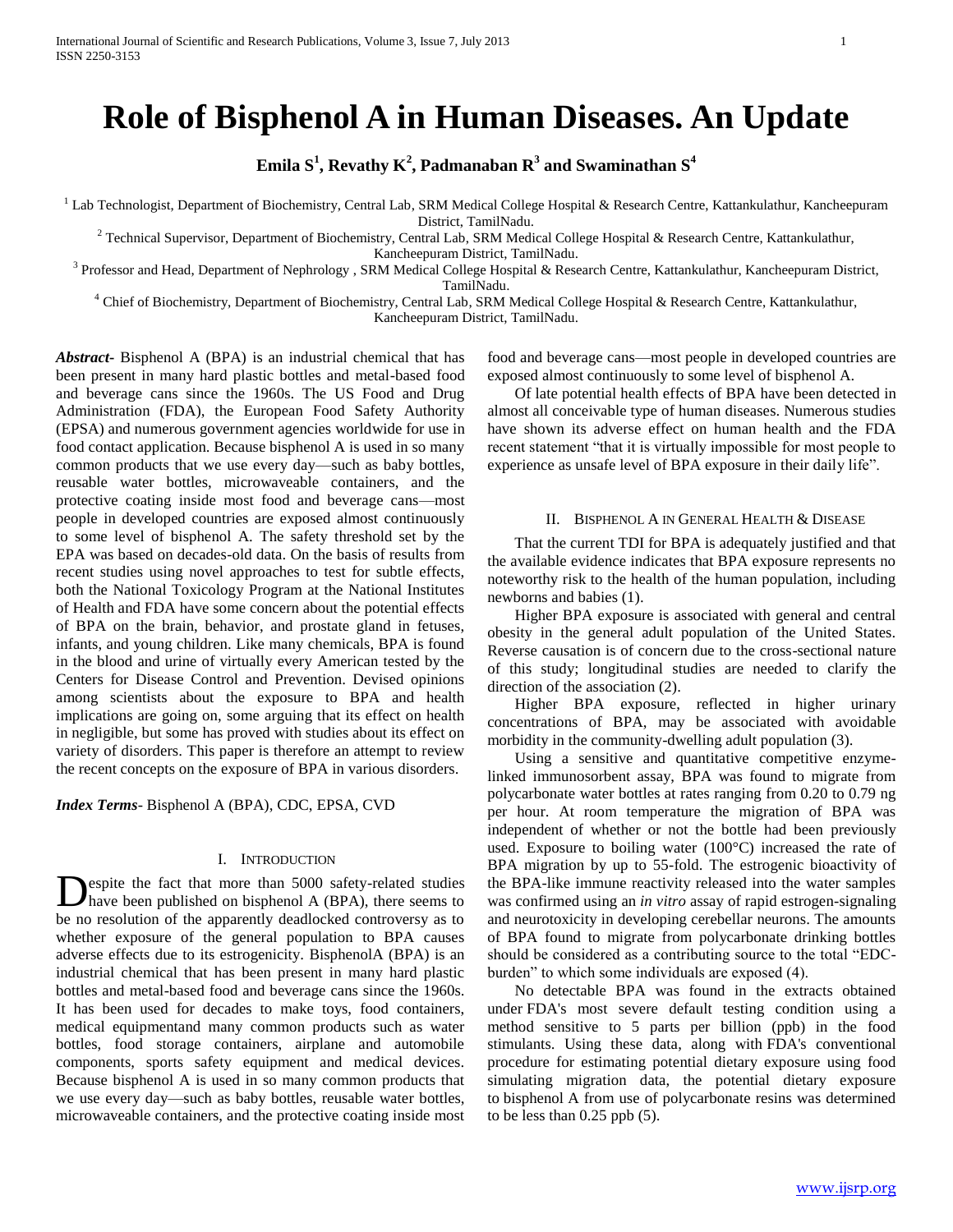# Role of Bisphenol A in Human Diseases. An Update

**Emila S[1], Revathy K[2], Padmanaban R[3] and Swaminathan S[4]**

[1] Lab Technologist, Department of Biochemistry, Central Lab, SRM Medical College Hospital & Research Centre, Kattankulathur, Kancheepuram District, TamilNadu.

[2] Technical Supervisor, Department of Biochemistry, Central Lab, SRM Medical College Hospital & Research Centre, Kattankulathur, Kancheepuram District, TamilNadu.

[3] Professor and Head, Department of Nephrology , SRM Medical College Hospital & Research Centre, Kattankulathur, Kancheepuram District, TamilNadu.

[4] Chief of Biochemistry, Department of Biochemistry, Central Lab, SRM Medical College Hospital & Research Centre, Kattankulathur, Kancheepuram District, TamilNadu.

***Abstract-*** Bisphenol A (BPA) is an industrial chemical that has been present in many hard plastic bottles and metal-based food and beverage cans since the 1960s. The US Food and Drug Administration (FDA), the European Food Safety Authority (EPSA) and numerous government agencies worldwide for use in food contact application. Because bisphenol A is used in so many common products that we use every day—such as baby bottles, reusable water bottles, microwaveable containers, and the protective coating inside most food and beverage cans—most people in developed countries are exposed almost continuously to some level of bisphenol A. The safety threshold set by the EPA was based on decades-old data. On the basis of results from recent studies using novel approaches to test for subtle effects, both the National Toxicology Program at the National Institutes of Health and FDA have some concern about the potential effects of BPA on the brain, behavior, and prostate gland in fetuses, infants, and young children. Like many chemicals, BPA is found in the blood and urine of virtually every American tested by the Centers for Disease Control and Prevention. Devised opinions among scientists about the exposure to BPA and health implications are going on, some arguing that its effect on health in negligible, but some has proved with studies about its effect on variety of disorders. This paper is therefore an attempt to review the recent concepts on the exposure of BPA in various disorders.

***Index Terms-*** Bisphenol A (BPA), CDC, EPSA, CVD

## I. Introduction

Despite the fact that more than 5000 safety-related studies have been published on bisphenol A (BPA), there seems to be no resolution of the apparently deadlocked controversy as to whether exposure of the general population to BPA causes adverse effects due to its estrogenicity. BisphenolA (BPA) is an industrial chemical that has been present in many hard plastic bottles and metal-based food and beverage cans since the 1960s. It has been used for decades to make toys, food containers, medical equipmentand many common products such as water bottles, food storage containers, airplane and automobile components, sports safety equipment and medical devices. Because bisphenol A is used in so many common products that we use every day—such as baby bottles, reusable water bottles, microwaveable containers, and the protective coating inside most food and beverage cans—most people in developed countries are exposed almost continuously to some level of bisphenol A.

Of late potential health effects of BPA have been detected in almost all conceivable type of human diseases. Numerous studies have shown its adverse effect on human health and the FDA recent statement "that it is virtually impossible for most people to experience as unsafe level of BPA exposure in their daily life".

## II. Bisphenol A in General Health & Disease

That the current TDI for BPA is adequately justified and that the available evidence indicates that BPA exposure represents no noteworthy risk to the health of the human population, including newborns and babies (1).

Higher BPA exposure is associated with general and central obesity in the general adult population of the United States. Reverse causation is of concern due to the cross-sectional nature of this study; longitudinal studies are needed to clarify the direction of the association (2).

Higher BPA exposure, reflected in higher urinary concentrations of BPA, may be associated with avoidable morbidity in the community-dwelling adult population (3).

Using a sensitive and quantitative competitive enzyme-linked immunosorbent assay, BPA was found to migrate from polycarbonate water bottles at rates ranging from 0.20 to 0.79 ng per hour. At room temperature the migration of BPA was independent of whether or not the bottle had been previously used. Exposure to boiling water (100°C) increased the rate of BPA migration by up to 55-fold. The estrogenic bioactivity of the BPA-like immune reactivity released into the water samples was confirmed using an *in vitro* assay of rapid estrogen-signaling and neurotoxicity in developing cerebellar neurons. The amounts of BPA found to migrate from polycarbonate drinking bottles should be considered as a contributing source to the total "EDC-burden" to which some individuals are exposed (4).

No detectable BPA was found in the extracts obtained under FDA's most severe default testing condition using a method sensitive to 5 parts per billion (ppb) in the food stimulants. Using these data, along with FDA's conventional procedure for estimating potential dietary exposure using food simulating migration data, the potential dietary exposure to bisphenol A from use of polycarbonate resins was determined to be less than 0.25 ppb (5).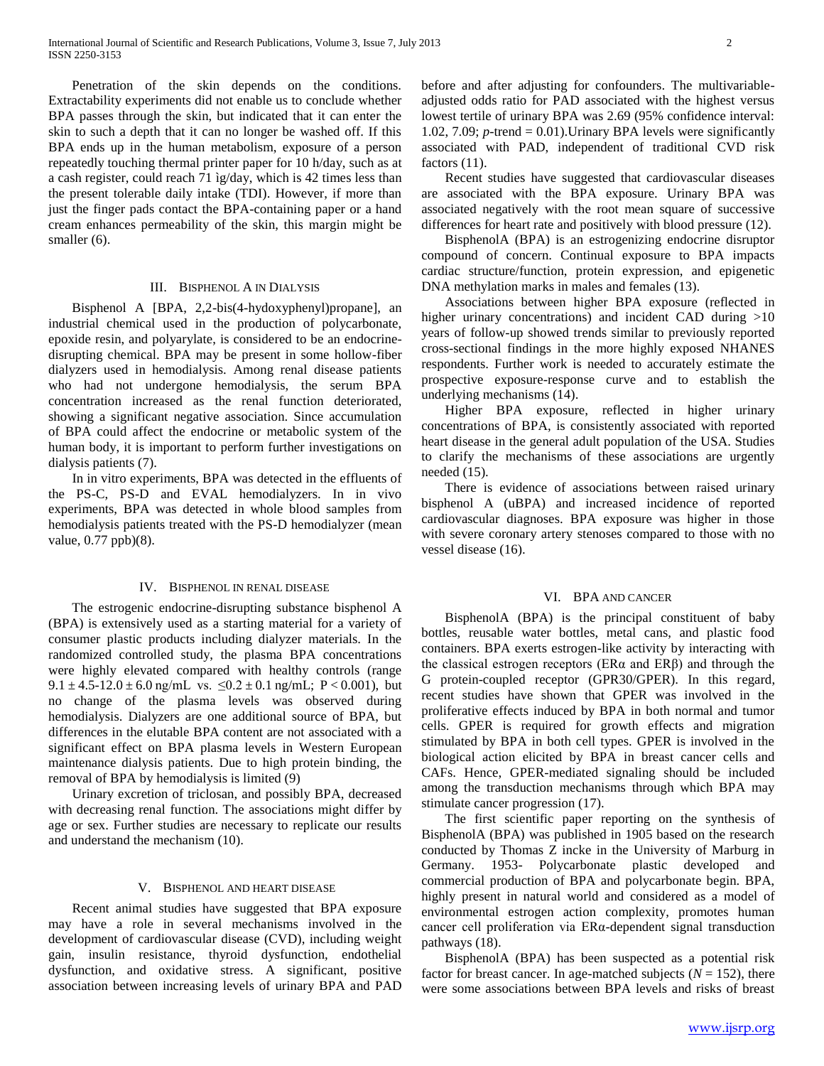Penetration of the skin depends on the conditions. Extractability experiments did not enable us to conclude whether BPA passes through the skin, but indicated that it can enter the skin to such a depth that it can no longer be washed off. If this BPA ends up in the human metabolism, exposure of a person repeatedly touching thermal printer paper for 10 h/day, such as at a cash register, could reach 71 ìg/day, which is 42 times less than the present tolerable daily intake (TDI). However, if more than just the finger pads contact the BPA-containing paper or a hand cream enhances permeability of the skin, this margin might be smaller (6).

## III. Bisphenol A in Dialysis

Bisphenol A [BPA, 2,2-bis(4-hydoxyphenyl)propane], an industrial chemical used in the production of polycarbonate, epoxide resin, and polyarylate, is considered to be an endocrine-disrupting chemical. BPA may be present in some hollow-fiber dialyzers used in hemodialysis. Among renal disease patients who had not undergone hemodialysis, the serum BPA concentration increased as the renal function deteriorated, showing a significant negative association. Since accumulation of BPA could affect the endocrine or metabolic system of the human body, it is important to perform further investigations on dialysis patients (7).

In in vitro experiments, BPA was detected in the effluents of the PS-C, PS-D and EVAL hemodialyzers. In in vivo experiments, BPA was detected in whole blood samples from hemodialysis patients treated with the PS-D hemodialyzer (mean value, 0.77 ppb)(8).

## IV. Bisphenol in renal disease

The estrogenic endocrine-disrupting substance bisphenol A (BPA) is extensively used as a starting material for a variety of consumer plastic products including dialyzer materials. In the randomized controlled study, the plasma BPA concentrations were highly elevated compared with healthy controls (range $9.1 \pm 4.5$-$12.0 \pm 6.0$ ng/mL vs. $\leq 0.2 \pm 0.1$ ng/mL; $P < 0.001$), but no change of the plasma levels was observed during hemodialysis. Dialyzers are one additional source of BPA, but differences in the elutable BPA content are not associated with a significant effect on BPA plasma levels in Western European maintenance dialysis patients. Due to high protein binding, the removal of BPA by hemodialysis is limited (9)

Urinary excretion of triclosan, and possibly BPA, decreased with decreasing renal function. The associations might differ by age or sex. Further studies are necessary to replicate our results and understand the mechanism (10).

## V. Bisphenol and heart disease

Recent animal studies have suggested that BPA exposure may have a role in several mechanisms involved in the development of cardiovascular disease (CVD), including weight gain, insulin resistance, thyroid dysfunction, endothelial dysfunction, and oxidative stress. A significant, positive association between increasing levels of urinary BPA and PAD before and after adjusting for confounders. The multivariable-adjusted odds ratio for PAD associated with the highest versus lowest tertile of urinary BPA was 2.69 (95% confidence interval: 1.02, 7.09; *p*-trend = 0.01).Urinary BPA levels were significantly associated with PAD, independent of traditional CVD risk factors (11).

Recent studies have suggested that cardiovascular diseases are associated with the BPA exposure. Urinary BPA was associated negatively with the root mean square of successive differences for heart rate and positively with blood pressure (12).

BisphenolA (BPA) is an estrogenizing endocrine disruptor compound of concern. Continual exposure to BPA impacts cardiac structure/function, protein expression, and epigenetic DNA methylation marks in males and females (13).

Associations between higher BPA exposure (reflected in higher urinary concentrations) and incident CAD during >10 years of follow-up showed trends similar to previously reported cross-sectional findings in the more highly exposed NHANES respondents. Further work is needed to accurately estimate the prospective exposure-response curve and to establish the underlying mechanisms (14).

Higher BPA exposure, reflected in higher urinary concentrations of BPA, is consistently associated with reported heart disease in the general adult population of the USA. Studies to clarify the mechanisms of these associations are urgently needed (15).

There is evidence of associations between raised urinary bisphenol A (uBPA) and increased incidence of reported cardiovascular diagnoses. BPA exposure was higher in those with severe coronary artery stenoses compared to those with no vessel disease (16).

## VI. BPA and cancer

BisphenolA (BPA) is the principal constituent of baby bottles, reusable water bottles, metal cans, and plastic food containers. BPA exerts estrogen-like activity by interacting with the classical estrogen receptors (ERα and ERβ) and through the G protein-coupled receptor (GPR30/GPER). In this regard, recent studies have shown that GPER was involved in the proliferative effects induced by BPA in both normal and tumor cells. GPER is required for growth effects and migration stimulated by BPA in both cell types. GPER is involved in the biological action elicited by BPA in breast cancer cells and CAFs. Hence, GPER-mediated signaling should be included among the transduction mechanisms through which BPA may stimulate cancer progression (17).

The first scientific paper reporting on the synthesis of BisphenolA (BPA) was published in 1905 based on the research conducted by Thomas Z incke in the University of Marburg in Germany. 1953- Polycarbonate plastic developed and commercial production of BPA and polycarbonate begin. BPA, highly present in natural world and considered as a model of environmental estrogen action complexity, promotes human cancer cell proliferation via ERα-dependent signal transduction pathways (18).

BisphenolA (BPA) has been suspected as a potential risk factor for breast cancer. In age-matched subjects ($N = 152$), there were some associations between BPA levels and risks of breast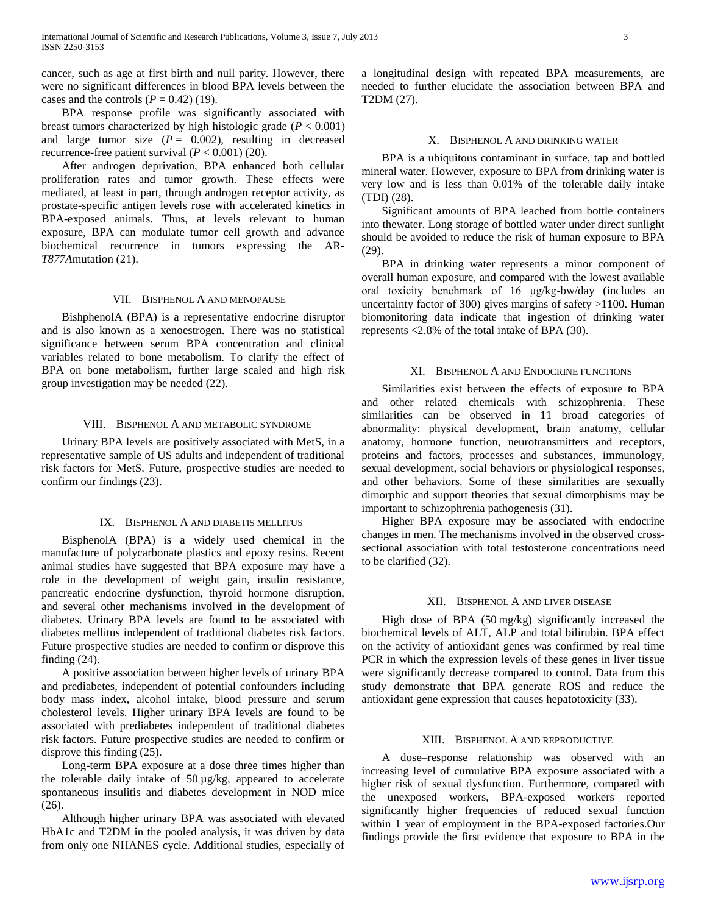cancer, such as age at first birth and null parity. However, there were no significant differences in blood BPA levels between the cases and the controls ($P = 0.42$) (19).

BPA response profile was significantly associated with breast tumors characterized by high histologic grade ($P < 0.001$) and large tumor size ($P = 0.002$), resulting in decreased recurrence-free patient survival ($P < 0.001$) (20).

After androgen deprivation, BPA enhanced both cellular proliferation rates and tumor growth. These effects were mediated, at least in part, through androgen receptor activity, as prostate-specific antigen levels rose with accelerated kinetics in BPA-exposed animals. Thus, at levels relevant to human exposure, BPA can modulate tumor cell growth and advance biochemical recurrence in tumors expressing the AR-*T877A*mutation (21).

## VII. Bisphenol A and Menopause

BishphenolA (BPA) is a representative endocrine disruptor and is also known as a xenoestrogen. There was no statistical significance between serum BPA concentration and clinical variables related to bone metabolism. To clarify the effect of BPA on bone metabolism, further large scaled and high risk group investigation may be needed (22).

## VIII. Bisphenol A and Metabolic Syndrome

Urinary BPA levels are positively associated with MetS, in a representative sample of US adults and independent of traditional risk factors for MetS. Future, prospective studies are needed to confirm our findings (23).

## IX. Bisphenol A and Diabetis Mellitus

BisphenolA (BPA) is a widely used chemical in the manufacture of polycarbonate plastics and epoxy resins. Recent animal studies have suggested that BPA exposure may have a role in the development of weight gain, insulin resistance, pancreatic endocrine dysfunction, thyroid hormone disruption, and several other mechanisms involved in the development of diabetes. Urinary BPA levels are found to be associated with diabetes mellitus independent of traditional diabetes risk factors. Future prospective studies are needed to confirm or disprove this finding (24).

A positive association between higher levels of urinary BPA and prediabetes, independent of potential confounders including body mass index, alcohol intake, blood pressure and serum cholesterol levels. Higher urinary BPA levels are found to be associated with prediabetes independent of traditional diabetes risk factors. Future prospective studies are needed to confirm or disprove this finding (25).

Long-term BPA exposure at a dose three times higher than the tolerable daily intake of 50 µg/kg, appeared to accelerate spontaneous insulitis and diabetes development in NOD mice (26).

Although higher urinary BPA was associated with elevated HbA1c and T2DM in the pooled analysis, it was driven by data from only one NHANES cycle. Additional studies, especially of a longitudinal design with repeated BPA measurements, are needed to further elucidate the association between BPA and T2DM (27).

## X. Bisphenol A and Drinking Water

BPA is a ubiquitous contaminant in surface, tap and bottled mineral water. However, exposure to BPA from drinking water is very low and is less than 0.01% of the tolerable daily intake (TDI) (28).

Significant amounts of BPA leached from bottle containers into thewater. Long storage of bottled water under direct sunlight should be avoided to reduce the risk of human exposure to BPA (29).

BPA in drinking water represents a minor component of overall human exposure, and compared with the lowest available oral toxicity benchmark of 16 µg/kg-bw/day (includes an uncertainty factor of 300) gives margins of safety >1100. Human biomonitoring data indicate that ingestion of drinking water represents <2.8% of the total intake of BPA (30).

## XI. Bisphenol A and Endocrine Functions

Similarities exist between the effects of exposure to BPA and other related chemicals with schizophrenia. These similarities can be observed in 11 broad categories of abnormality: physical development, brain anatomy, cellular anatomy, hormone function, neurotransmitters and receptors, proteins and factors, processes and substances, immunology, sexual development, social behaviors or physiological responses, and other behaviors. Some of these similarities are sexually dimorphic and support theories that sexual dimorphisms may be important to schizophrenia pathogenesis (31).

Higher BPA exposure may be associated with endocrine changes in men. The mechanisms involved in the observed cross-sectional association with total testosterone concentrations need to be clarified (32).

## XII. Bisphenol A and Liver Disease

High dose of BPA (50 mg/kg) significantly increased the biochemical levels of ALT, ALP and total bilirubin. BPA effect on the activity of antioxidant genes was confirmed by real time PCR in which the expression levels of these genes in liver tissue were significantly decrease compared to control. Data from this study demonstrate that BPA generate ROS and reduce the antioxidant gene expression that causes hepatotoxicity (33).

## XIII. Bisphenol A and Reproductive

A dose–response relationship was observed with an increasing level of cumulative BPA exposure associated with a higher risk of sexual dysfunction. Furthermore, compared with the unexposed workers, BPA-exposed workers reported significantly higher frequencies of reduced sexual function within 1 year of employment in the BPA-exposed factories.Our findings provide the first evidence that exposure to BPA in the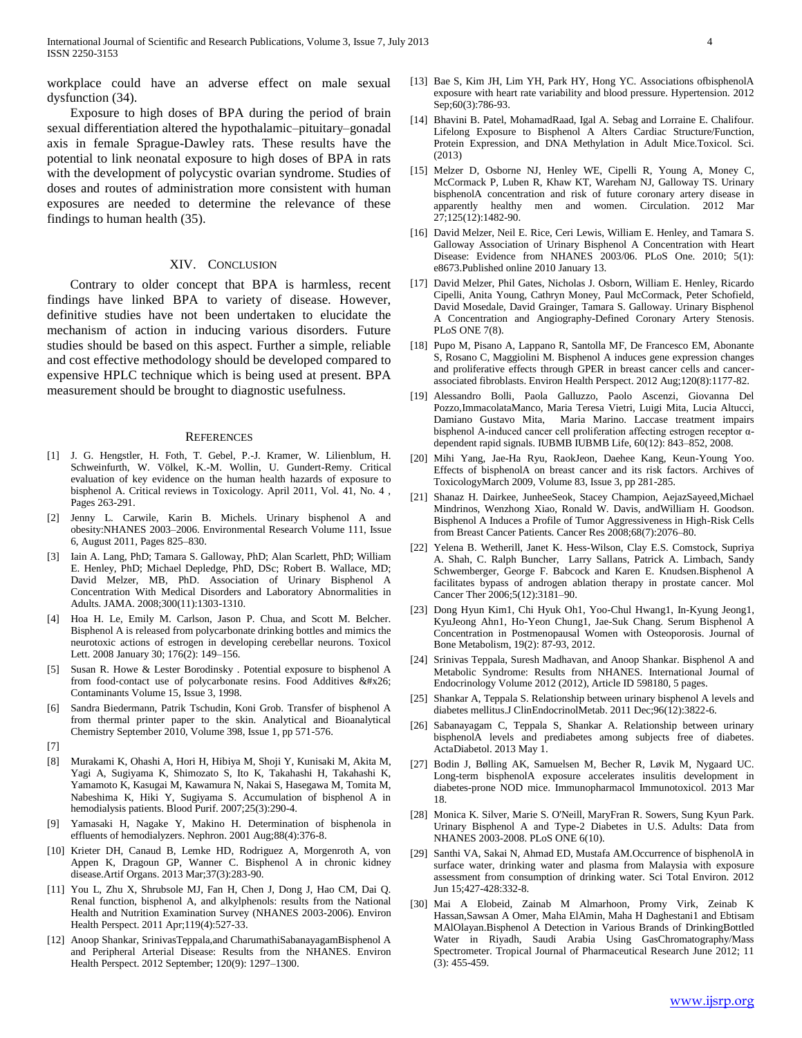workplace could have an adverse effect on male sexual dysfunction (34).

Exposure to high doses of BPA during the period of brain sexual differentiation altered the hypothalamic–pituitary–gonadal axis in female Sprague-Dawley rats. These results have the potential to link neonatal exposure to high doses of BPA in rats with the development of polycystic ovarian syndrome. Studies of doses and routes of administration more consistent with human exposures are needed to determine the relevance of these findings to human health (35).

## XIV. Conclusion

Contrary to older concept that BPA is harmless, recent findings have linked BPA to variety of disease. However, definitive studies have not been undertaken to elucidate the mechanism of action in inducing various disorders. Future studies should be based on this aspect. Further a simple, reliable and cost effective methodology should be developed compared to expensive HPLC technique which is being used at present. BPA measurement should be brought to diagnostic usefulness.

## References

[1] J. G. Hengstler, H. Foth, T. Gebel, P.-J. Kramer, W. Lilienblum, H. Schweinfurth, W. Völkel, K.-M. Wollin, U. Gundert-Remy. Critical evaluation of key evidence on the human health hazards of exposure to bisphenol A. Critical reviews in Toxicology. April 2011, Vol. 41, No. 4 , Pages 263-291.

[2] Jenny L. Carwile, Karin B. Michels. Urinary bisphenol A and obesity:NHANES 2003–2006. Environmental Research Volume 111, Issue 6, August 2011, Pages 825–830.

[3] Iain A. Lang, PhD; Tamara S. Galloway, PhD; Alan Scarlett, PhD; William E. Henley, PhD; Michael Depledge, PhD, DSc; Robert B. Wallace, MD; David Melzer, MB, PhD. Association of Urinary Bisphenol A Concentration With Medical Disorders and Laboratory Abnormalities in Adults. JAMA. 2008;300(11):1303-1310.

[4] Hoa H. Le, Emily M. Carlson, Jason P. Chua, and Scott M. Belcher. Bisphenol A is released from polycarbonate drinking bottles and mimics the neurotoxic actions of estrogen in developing cerebellar neurons. Toxicol Lett. 2008 January 30; 176(2): 149–156.

[5] Susan R. Howe & Lester Borodinsky . Potential exposure to bisphenol A from food-contact use of polycarbonate resins. Food Additives &#x26; Contaminants Volume 15, Issue 3, 1998.

[6] Sandra Biedermann, Patrik Tschudin, Koni Grob. Transfer of bisphenol A from thermal printer paper to the skin. Analytical and Bioanalytical Chemistry September 2010, Volume 398, Issue 1, pp 571-576.

[7]

[8] Murakami K, Ohashi A, Hori H, Hibiya M, Shoji Y, Kunisaki M, Akita M, Yagi A, Sugiyama K, Shimozato S, Ito K, Takahashi H, Takahashi K, Yamamoto K, Kasugai M, Kawamura N, Nakai S, Hasegawa M, Tomita M, Nabeshima K, Hiki Y, Sugiyama S. Accumulation of bisphenol A in hemodialysis patients. Blood Purif. 2007;25(3):290-4.

[9] Yamasaki H, Nagake Y, Makino H. Determination of bisphenola in effluents of hemodialyzers. Nephron. 2001 Aug;88(4):376-8.

[10] Krieter DH, Canaud B, Lemke HD, Rodriguez A, Morgenroth A, von Appen K, Dragoun GP, Wanner C. Bisphenol A in chronic kidney disease.Artif Organs. 2013 Mar;37(3):283-90.

[11] You L, Zhu X, Shrubsole MJ, Fan H, Chen J, Dong J, Hao CM, Dai Q. Renal function, bisphenol A, and alkylphenols: results from the National Health and Nutrition Examination Survey (NHANES 2003-2006). Environ Health Perspect. 2011 Apr;119(4):527-33.

[12] Anoop Shankar, SrinivasTeppala,and CharumathiSabanayagamBisphenol A and Peripheral Arterial Disease: Results from the NHANES. Environ Health Perspect. 2012 September; 120(9): 1297–1300.

[13] Bae S, Kim JH, Lim YH, Park HY, Hong YC. Associations ofbisphenolA exposure with heart rate variability and blood pressure. Hypertension. 2012 Sep;60(3):786-93.

[14] Bhavini B. Patel, MohamadRaad, Igal A. Sebag and Lorraine E. Chalifour. Lifelong Exposure to Bisphenol A Alters Cardiac Structure/Function, Protein Expression, and DNA Methylation in Adult Mice.Toxicol. Sci. (2013)

[15] Melzer D, Osborne NJ, Henley WE, Cipelli R, Young A, Money C, McCormack P, Luben R, Khaw KT, Wareham NJ, Galloway TS. Urinary bisphenolA concentration and risk of future coronary artery disease in apparently healthy men and women. Circulation. 2012 Mar 27;125(12):1482-90.

[16] David Melzer, Neil E. Rice, Ceri Lewis, William E. Henley, and Tamara S. Galloway Association of Urinary Bisphenol A Concentration with Heart Disease: Evidence from NHANES 2003/06. PLoS One. 2010; 5(1): e8673.Published online 2010 January 13.

[17] David Melzer, Phil Gates, Nicholas J. Osborn, William E. Henley, Ricardo Cipelli, Anita Young, Cathryn Money, Paul McCormack, Peter Schofield, David Mosedale, David Grainger, Tamara S. Galloway. Urinary Bisphenol A Concentration and Angiography-Defined Coronary Artery Stenosis. PLoS ONE 7(8).

[18] Pupo M, Pisano A, Lappano R, Santolla MF, De Francesco EM, Abonante S, Rosano C, Maggiolini M. Bisphenol A induces gene expression changes and proliferative effects through GPER in breast cancer cells and cancer-associated fibroblasts. Environ Health Perspect. 2012 Aug;120(8):1177-82.

[19] Alessandro Bolli, Paola Galluzzo, Paolo Ascenzi, Giovanna Del Pozzo,ImmacolataManco, Maria Teresa Vietri, Luigi Mita, Lucia Altucci, Damiano Gustavo Mita, Maria Marino. Laccase treatment impairs bisphenol A-induced cancer cell proliferation affecting estrogen receptor α-dependent rapid signals. IUBMB IUBMB Life, 60(12): 843–852, 2008.

[20] Mihi Yang, Jae-Ha Ryu, RaokJeon, Daehee Kang, Keun-Young Yoo. Effects of bisphenolA on breast cancer and its risk factors. Archives of ToxicologyMarch 2009, Volume 83, Issue 3, pp 281-285.

[21] Shanaz H. Dairkee, JunheeSeok, Stacey Champion, AejazSayeed,Michael Mindrinos, Wenzhong Xiao, Ronald W. Davis, andWilliam H. Goodson. Bisphenol A Induces a Profile of Tumor Aggressiveness in High-Risk Cells from Breast Cancer Patients. Cancer Res 2008;68(7):2076–80.

[22] Yelena B. Wetherill, Janet K. Hess-Wilson, Clay E.S. Comstock, Supriya A. Shah, C. Ralph Buncher, Larry Sallans, Patrick A. Limbach, Sandy Schwemberger, George F. Babcock and Karen E. Knudsen.Bisphenol A facilitates bypass of androgen ablation therapy in prostate cancer. Mol Cancer Ther 2006;5(12):3181–90.

[23] Dong Hyun Kim1, Chi Hyuk Oh1, Yoo-Chul Hwang1, In-Kyung Jeong1, KyuJeong Ahn1, Ho-Yeon Chung1, Jae-Suk Chang. Serum Bisphenol A Concentration in Postmenopausal Women with Osteoporosis. Journal of Bone Metabolism, 19(2): 87-93, 2012.

[24] Srinivas Teppala, Suresh Madhavan, and Anoop Shankar. Bisphenol A and Metabolic Syndrome: Results from NHANES. International Journal of Endocrinology Volume 2012 (2012), Article ID 598180, 5 pages.

[25] Shankar A, Teppala S. Relationship between urinary bisphenol A levels and diabetes mellitus.J ClinEndocrinolMetab. 2011 Dec;96(12):3822-6.

[26] Sabanayagam C, Teppala S, Shankar A. Relationship between urinary bisphenolA levels and prediabetes among subjects free of diabetes. ActaDiabetol. 2013 May 1.

[27] Bodin J, Bølling AK, Samuelsen M, Becher R, Løvik M, Nygaard UC. Long-term bisphenolA exposure accelerates insulitis development in diabetes-prone NOD mice. Immunopharmacol Immunotoxicol. 2013 Mar 18.

[28] Monica K. Silver, Marie S. O'Neill, MaryFran R. Sowers, Sung Kyun Park. Urinary Bisphenol A and Type-2 Diabetes in U.S. Adults: Data from NHANES 2003-2008. PLoS ONE 6(10).

[29] Santhi VA, Sakai N, Ahmad ED, Mustafa AM.Occurrence of bisphenolA in surface water, drinking water and plasma from Malaysia with exposure assessment from consumption of drinking water. Sci Total Environ. 2012 Jun 15;427-428:332-8.

[30] Mai A Elobeid, Zainab M Almarhoon, Promy Virk, Zeinab K Hassan,Sawsan A Omer, Maha ElAmin, Maha H Daghestani1 and Ebtisam MAlOlayan.Bisphenol A Detection in Various Brands of DrinkingBottled Water in Riyadh, Saudi Arabia Using GasChromatography/Mass Spectrometer. Tropical Journal of Pharmaceutical Research June 2012; 11 (3): 455-459.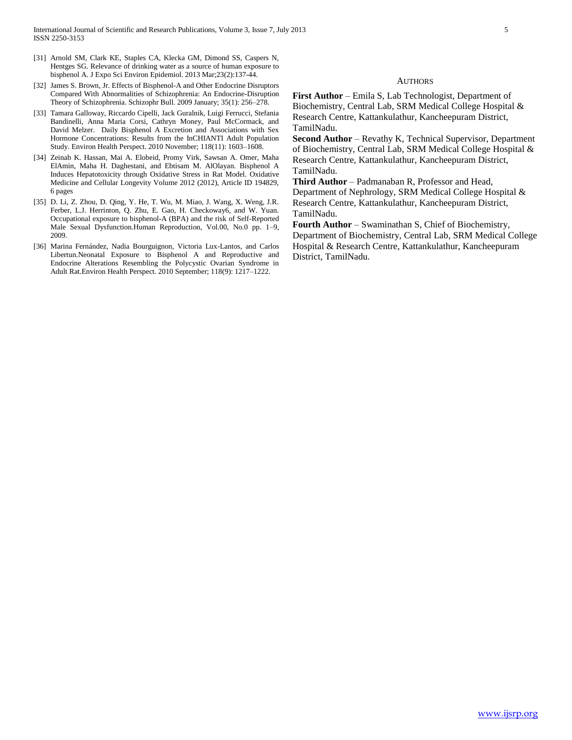[31] Arnold SM, Clark KE, Staples CA, Klecka GM, Dimond SS, Caspers N, Hentges SG. Relevance of drinking water as a source of human exposure to bisphenol A. J Expo Sci Environ Epidemiol. 2013 Mar;23(2):137-44.

[32] James S. Brown, Jr. Effects of Bisphenol-A and Other Endocrine Disruptors Compared With Abnormalities of Schizophrenia: An Endocrine-Disruption Theory of Schizophrenia. Schizophr Bull. 2009 January; 35(1): 256–278.

[33] Tamara Galloway, Riccardo Cipelli, Jack Guralnik, Luigi Ferrucci, Stefania Bandinelli, Anna Maria Corsi, Cathryn Money, Paul McCormack, and David Melzer. Daily Bisphenol A Excretion and Associations with Sex Hormone Concentrations: Results from the InCHIANTI Adult Population Study. Environ Health Perspect. 2010 November; 118(11): 1603–1608.

[34] Zeinab K. Hassan, Mai A. Elobeid, Promy Virk, Sawsan A. Omer, Maha ElAmin, Maha H. Daghestani, and Ebtisam M. AlOlayan. Bisphenol A Induces Hepatotoxicity through Oxidative Stress in Rat Model. Oxidative Medicine and Cellular Longevity Volume 2012 (2012), Article ID 194829, 6 pages

[35] D. Li, Z. Zhou, D. Qing, Y. He, T. Wu, M. Miao, J. Wang, X. Weng, J.R. Ferber, L.J. Herrinton, Q. Zhu, E. Gao, H. Checkoway6, and W. Yuan. Occupational exposure to bisphenol-A (BPA) and the risk of Self-Reported Male Sexual Dysfunction.Human Reproduction, Vol.00, No.0 pp. 1–9, 2009.

[36] Marina Fernández, Nadia Bourguignon, Victoria Lux-Lantos, and Carlos Libertun.Neonatal Exposure to Bisphenol A and Reproductive and Endocrine Alterations Resembling the Polycystic Ovarian Syndrome in Adult Rat.Environ Health Perspect. 2010 September; 118(9): 1217–1222.

## AUTHORS

**First Author** – Emila S, Lab Technologist, Department of Biochemistry, Central Lab, SRM Medical College Hospital & Research Centre, Kattankulathur, Kancheepuram District, TamilNadu.

**Second Author** – Revathy K, Technical Supervisor, Department of Biochemistry, Central Lab, SRM Medical College Hospital & Research Centre, Kattankulathur, Kancheepuram District, TamilNadu.

**Third Author** – Padmanaban R, Professor and Head, Department of Nephrology, SRM Medical College Hospital & Research Centre, Kattankulathur, Kancheepuram District, TamilNadu.

**Fourth Author** – Swaminathan S, Chief of Biochemistry, Department of Biochemistry, Central Lab, SRM Medical College Hospital & Research Centre, Kattankulathur, Kancheepuram District, TamilNadu.